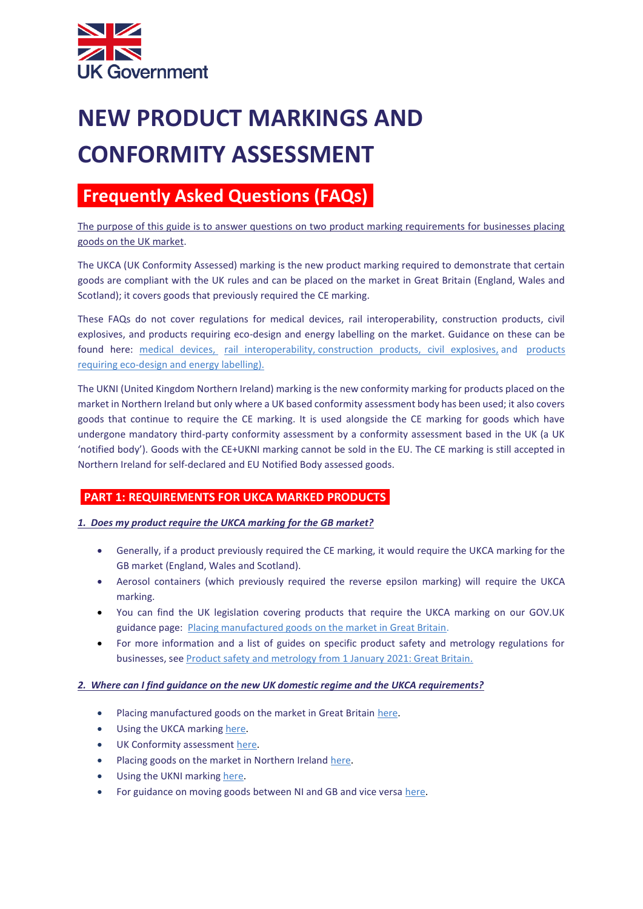UK Government

# NEW PRODUCT MARKINGS AND CONFORMITY ASSESSMENT

## Frequently Asked Questions (FAQs)

The purpose of this guide is to answer questions on two product marking requirements for businesses placing goods on the UK market.

The UKCA (UK Conformity Assessed) marking is the new product marking required to demonstrate that certain goods are compliant with the UK rules and can be placed on the market in Great Britain (England, Wales and Scotland); it covers goods that previously required the CE marking.

These FAQs do not cover regulations for medical devices, rail interoperability, construction products, civil explosives, and products requiring eco-design and energy labelling on the market. Guidance on these can be found here: medical devices, rail interoperability, construction products, civil explosives, and products requiring eco-design and energy labelling).

The UKNI (United Kingdom Northern Ireland) marking is the new conformity marking for products placed on the market in Northern Ireland but only where a UK based conformity assessment body has been used; it also covers goods that continue to require the CE marking. It is used alongside the CE marking for goods which have undergone mandatory third-party conformity assessment by a conformity assessment based in the UK (a UK 'notified body'). Goods with the CE+UKNI marking cannot be sold in the EU. The CE marking is still accepted in Northern Ireland for self-declared and EU Notified Body assessed goods.

### PART 1: REQUIREMENTS FOR UKCA MARKED PRODUCTS

#### *1. Does my product require the UKCA marking for the GB market?*

- Generally, if a product previously required the CE marking, it would require the UKCA marking for the GB market (England, Wales and Scotland).
- Aerosol containers (which previously required the reverse epsilon marking) will require the UKCA marking.
- You can find the UK legislation covering products that require the UKCA marking on our GOV.UK guidance page: Placing manufactured goods on the market in Great Britain.
- For more information and a list of guides on specific product safety and metrology regulations for businesses, see Product safety and metrology from 1 January 2021: Great Britain.

#### *2. Where can I find guidance on the new UK domestic regime and the UKCA requirements?*

- Placing manufactured goods on the market in Great Britain here.
- Using the UKCA marking here.
- UK Conformity assessment here.
- Placing goods on the market in Northern Ireland here.
- Using the UKNI marking here.
- For guidance on moving goods between NI and GB and vice versa here.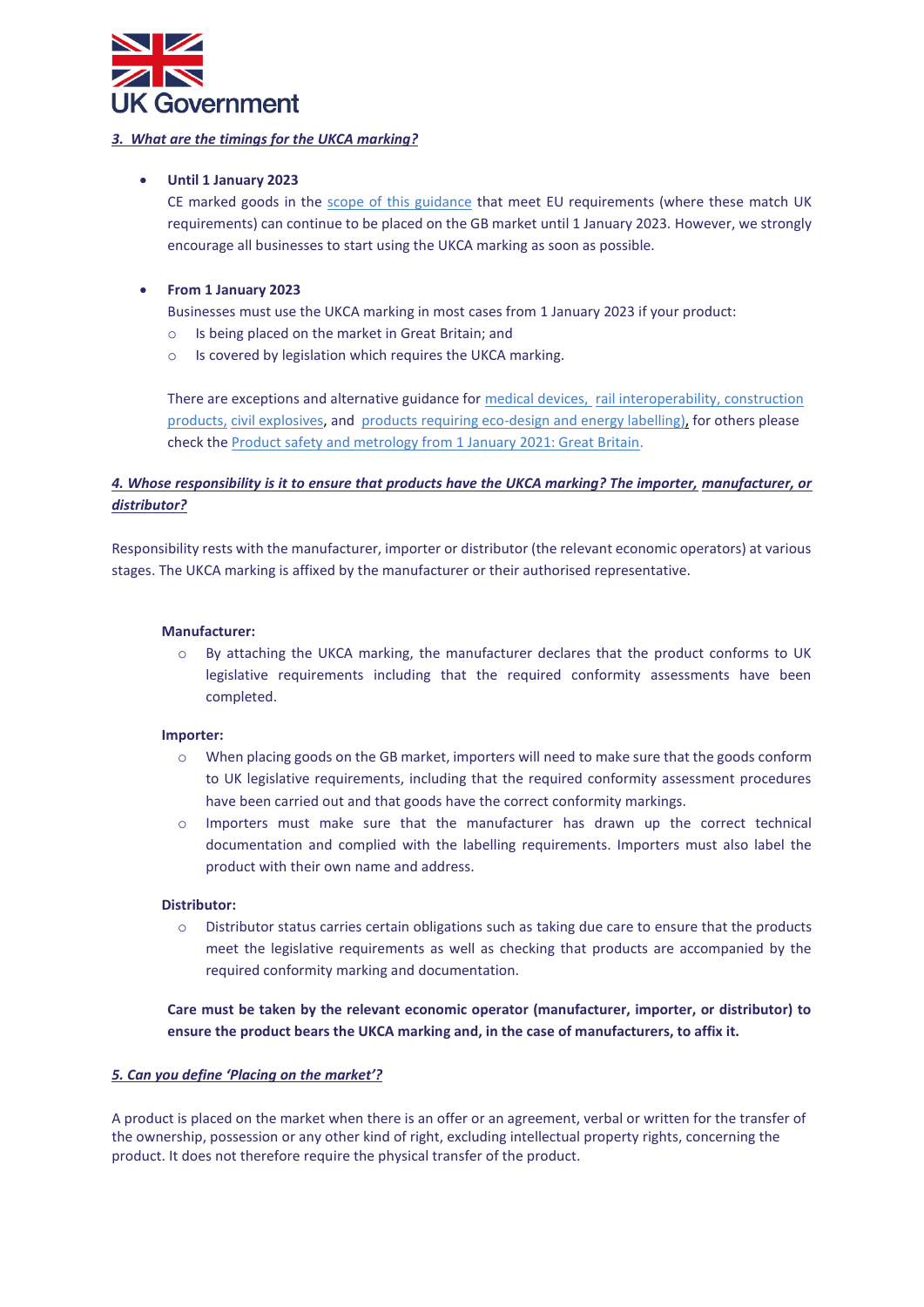### *3. What are the timings for the UKCA marking?*

- **Until 1 January 2023**
  CE marked goods in the scope of this guidance that meet EU requirements (where these match UK requirements) can continue to be placed on the GB market until 1 January 2023. However, we strongly encourage all businesses to start using the UKCA marking as soon as possible.

- **From 1 January 2023**
  Businesses must use the UKCA marking in most cases from 1 January 2023 if your product:
  - Is being placed on the market in Great Britain; and
  - Is covered by legislation which requires the UKCA marking.

  There are exceptions and alternative guidance for medical devices, rail interoperability, construction products, civil explosives, and products requiring eco-design and energy labelling), for others please check the Product safety and metrology from 1 January 2021: Great Britain.

### *4. Whose responsibility is it to ensure that products have the UKCA marking? The importer, manufacturer, or distributor?*

Responsibility rests with the manufacturer, importer or distributor (the relevant economic operators) at various stages. The UKCA marking is affixed by the manufacturer or their authorised representative.

**Manufacturer:**

- By attaching the UKCA marking, the manufacturer declares that the product conforms to UK legislative requirements including that the required conformity assessments have been completed.

**Importer:**

- When placing goods on the GB market, importers will need to make sure that the goods conform to UK legislative requirements, including that the required conformity assessment procedures have been carried out and that goods have the correct conformity markings.
- Importers must make sure that the manufacturer has drawn up the correct technical documentation and complied with the labelling requirements. Importers must also label the product with their own name and address.

**Distributor:**

- Distributor status carries certain obligations such as taking due care to ensure that the products meet the legislative requirements as well as checking that products are accompanied by the required conformity marking and documentation.

**Care must be taken by the relevant economic operator (manufacturer, importer, or distributor) to ensure the product bears the UKCA marking and, in the case of manufacturers, to affix it.**

### *5. Can you define 'Placing on the market'?*

A product is placed on the market when there is an offer or an agreement, verbal or written for the transfer of the ownership, possession or any other kind of right, excluding intellectual property rights, concerning the product. It does not therefore require the physical transfer of the product.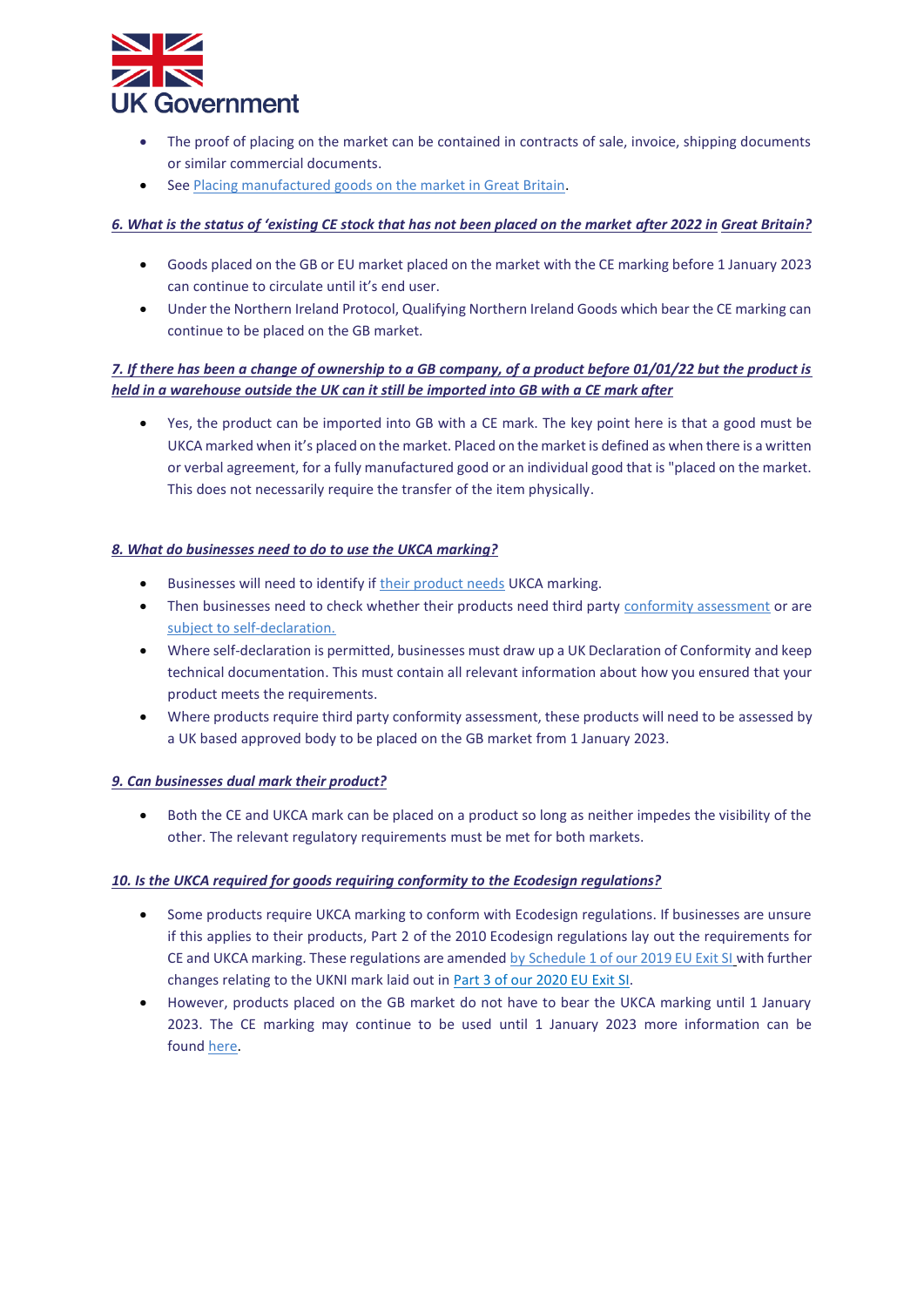- The proof of placing on the market can be contained in contracts of sale, invoice, shipping documents or similar commercial documents.
- See [Placing manufactured goods on the market in Great Britain](#).

***6. What is the status of 'existing CE stock that has not been placed on the market after 2022 in Great Britain?***

- Goods placed on the GB or EU market placed on the market with the CE marking before 1 January 2023 can continue to circulate until it's end user.
- Under the Northern Ireland Protocol, Qualifying Northern Ireland Goods which bear the CE marking can continue to be placed on the GB market.

***7. If there has been a change of ownership to a GB company, of a product before 01/01/22 but the product is held in a warehouse outside the UK can it still be imported into GB with a CE mark after***

- Yes, the product can be imported into GB with a CE mark. The key point here is that a good must be UKCA marked when it's placed on the market. Placed on the market is defined as when there is a written or verbal agreement, for a fully manufactured good or an individual good that is "placed on the market. This does not necessarily require the transfer of the item physically.

***8. What do businesses need to do to use the UKCA marking?***

- Businesses will need to identify if [their product needs](#) UKCA marking.
- Then businesses need to check whether their products need third party [conformity assessment](#) or are [subject to self-declaration.](#)
- Where self-declaration is permitted, businesses must draw up a UK Declaration of Conformity and keep technical documentation. This must contain all relevant information about how you ensured that your product meets the requirements.
- Where products require third party conformity assessment, these products will need to be assessed by a UK based approved body to be placed on the GB market from 1 January 2023.

***9. Can businesses dual mark their product?***

- Both the CE and UKCA mark can be placed on a product so long as neither impedes the visibility of the other. The relevant regulatory requirements must be met for both markets.

***10. Is the UKCA required for goods requiring conformity to the Ecodesign regulations?***

- Some products require UKCA marking to conform with Ecodesign regulations. If businesses are unsure if this applies to their products, Part 2 of the 2010 Ecodesign regulations lay out the requirements for CE and UKCA marking. These regulations are amended [by Schedule 1 of our 2019 EU Exit SI](#) with further changes relating to the UKNI mark laid out in [Part 3 of our 2020 EU Exit SI](#).
- However, products placed on the GB market do not have to bear the UKCA marking until 1 January 2023. The CE marking may continue to be used until 1 January 2023 more information can be found [here](#).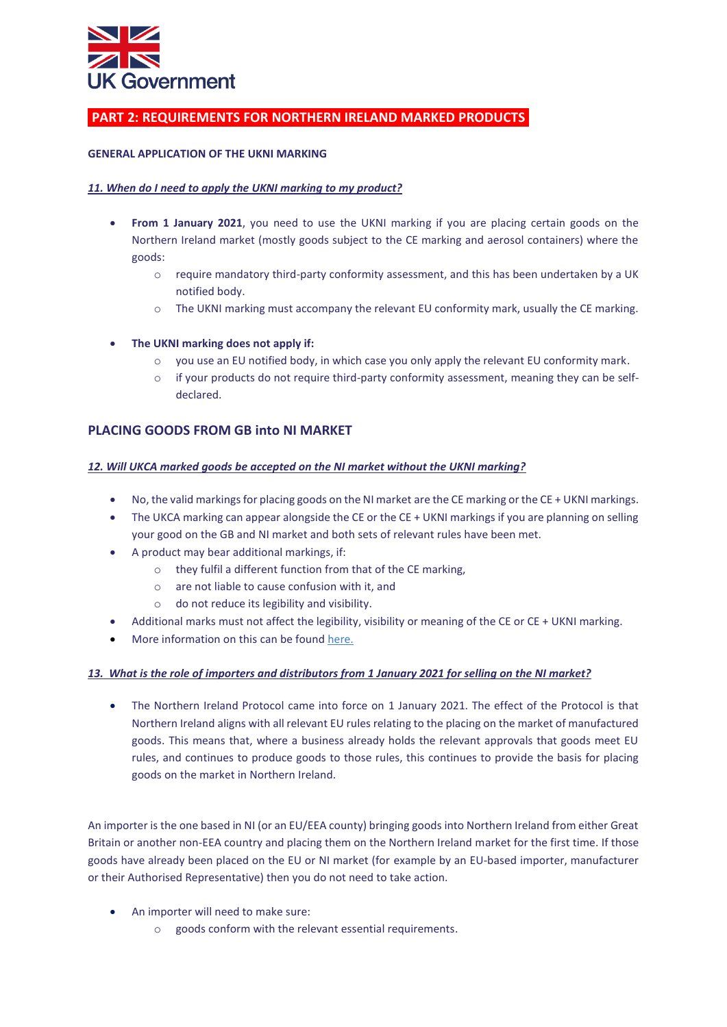UK Government

## PART 2: REQUIREMENTS FOR NORTHERN IRELAND MARKED PRODUCTS

**GENERAL APPLICATION OF THE UKNI MARKING**

***11. When do I need to apply the UKNI marking to my product?***

- **From 1 January 2021**, you need to use the UKNI marking if you are placing certain goods on the Northern Ireland market (mostly goods subject to the CE marking and aerosol containers) where the goods:
    - require mandatory third-party conformity assessment, and this has been undertaken by a UK notified body.
    - The UKNI marking must accompany the relevant EU conformity mark, usually the CE marking.

- **The UKNI marking does not apply if:**
    - you use an EU notified body, in which case you only apply the relevant EU conformity mark.
    - if your products do not require third-party conformity assessment, meaning they can be self-declared.

## PLACING GOODS FROM GB into NI MARKET

***12. Will UKCA marked goods be accepted on the NI market without the UKNI marking?***

- No, the valid markings for placing goods on the NI market are the CE marking or the CE + UKNI markings.
- The UKCA marking can appear alongside the CE or the CE + UKNI markings if you are planning on selling your good on the GB and NI market and both sets of relevant rules have been met.
- A product may bear additional markings, if:
    - they fulfil a different function from that of the CE marking,
    - are not liable to cause confusion with it, and
    - do not reduce its legibility and visibility.
- Additional marks must not affect the legibility, visibility or meaning of the CE or CE + UKNI marking.
- More information on this can be found here.

***13. What is the role of importers and distributors from 1 January 2021 for selling on the NI market?***

- The Northern Ireland Protocol came into force on 1 January 2021. The effect of the Protocol is that Northern Ireland aligns with all relevant EU rules relating to the placing on the market of manufactured goods. This means that, where a business already holds the relevant approvals that goods meet EU rules, and continues to produce goods to those rules, this continues to provide the basis for placing goods on the market in Northern Ireland.

An importer is the one based in NI (or an EU/EEA county) bringing goods into Northern Ireland from either Great Britain or another non-EEA country and placing them on the Northern Ireland market for the first time. If those goods have already been placed on the EU or NI market (for example by an EU-based importer, manufacturer or their Authorised Representative) then you do not need to take action.

- An importer will need to make sure:
    - goods conform with the relevant essential requirements.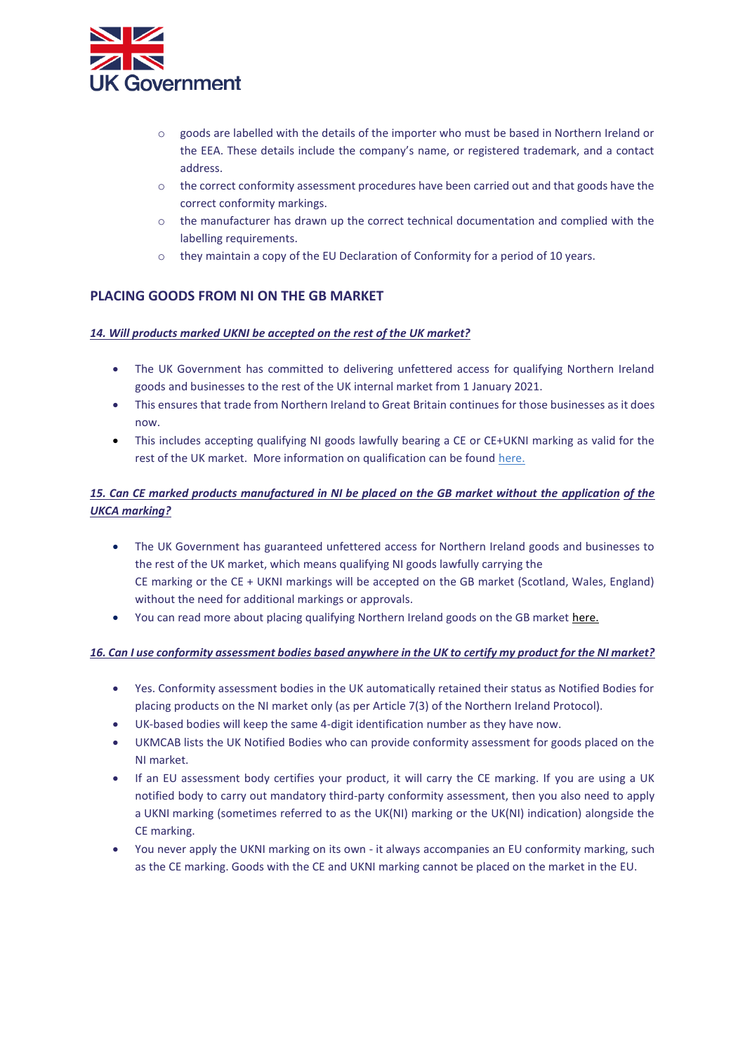- goods are labelled with the details of the importer who must be based in Northern Ireland or the EEA. These details include the company's name, or registered trademark, and a contact address.
- the correct conformity assessment procedures have been carried out and that goods have the correct conformity markings.
- the manufacturer has drawn up the correct technical documentation and complied with the labelling requirements.
- they maintain a copy of the EU Declaration of Conformity for a period of 10 years.

## PLACING GOODS FROM NI ON THE GB MARKET

### *14. Will products marked UKNI be accepted on the rest of the UK market?*

- The UK Government has committed to delivering unfettered access for qualifying Northern Ireland goods and businesses to the rest of the UK internal market from 1 January 2021.
- This ensures that trade from Northern Ireland to Great Britain continues for those businesses as it does now.
- This includes accepting qualifying NI goods lawfully bearing a CE or CE+UKNI marking as valid for the rest of the UK market. More information on qualification can be found here.

### *15. Can CE marked products manufactured in NI be placed on the GB market without the application of the UKCA marking?*

- The UK Government has guaranteed unfettered access for Northern Ireland goods and businesses to the rest of the UK market, which means qualifying NI goods lawfully carrying the CE marking or the CE + UKNI markings will be accepted on the GB market (Scotland, Wales, England) without the need for additional markings or approvals.
- You can read more about placing qualifying Northern Ireland goods on the GB market here.

### *16. Can I use conformity assessment bodies based anywhere in the UK to certify my product for the NI market?*

- Yes. Conformity assessment bodies in the UK automatically retained their status as Notified Bodies for placing products on the NI market only (as per Article 7(3) of the Northern Ireland Protocol).
- UK-based bodies will keep the same 4-digit identification number as they have now.
- UKMCAB lists the UK Notified Bodies who can provide conformity assessment for goods placed on the NI market.
- If an EU assessment body certifies your product, it will carry the CE marking. If you are using a UK notified body to carry out mandatory third-party conformity assessment, then you also need to apply a UKNI marking (sometimes referred to as the UK(NI) marking or the UK(NI) indication) alongside the CE marking.
- You never apply the UKNI marking on its own - it always accompanies an EU conformity marking, such as the CE marking. Goods with the CE and UKNI marking cannot be placed on the market in the EU.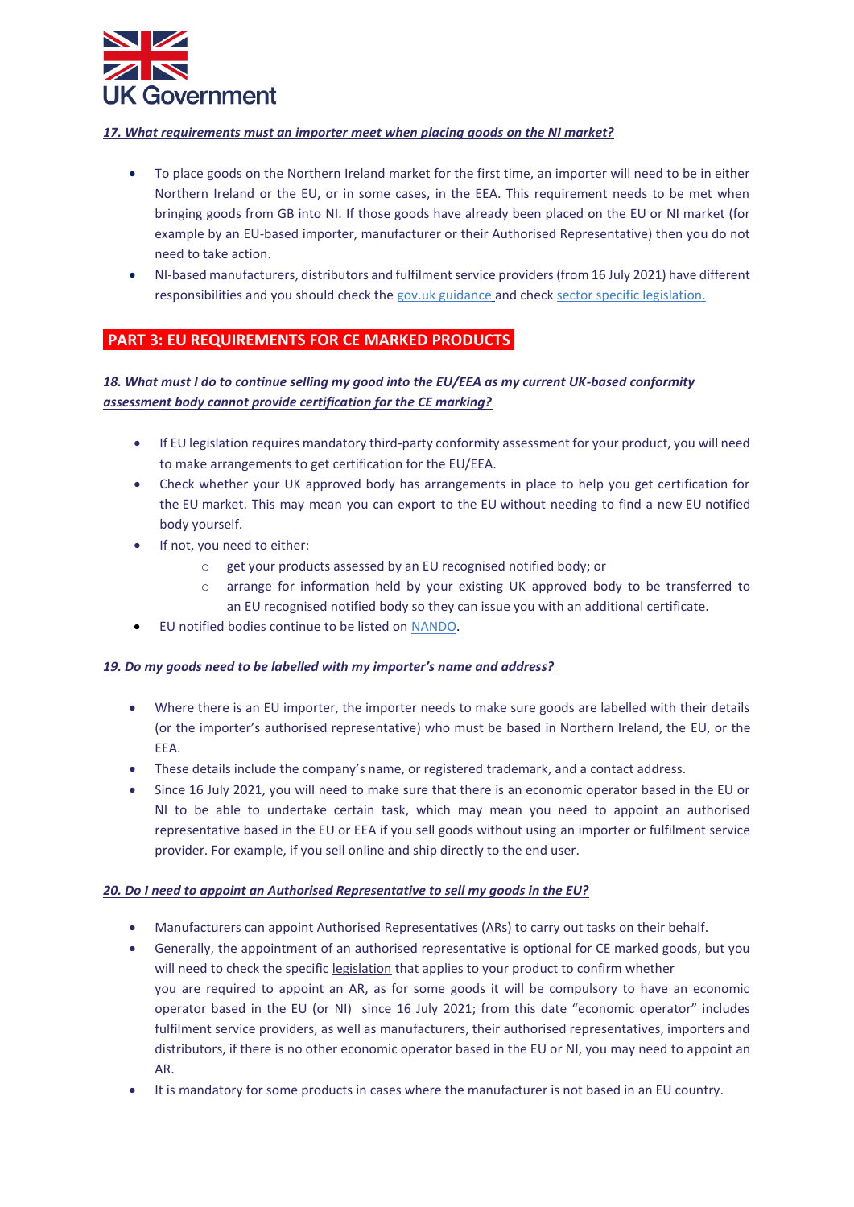***17. What requirements must an importer meet when placing goods on the NI market?***

- To place goods on the Northern Ireland market for the first time, an importer will need to be in either Northern Ireland or the EU, or in some cases, in the EEA. This requirement needs to be met when bringing goods from GB into NI. If those goods have already been placed on the EU or NI market (for example by an EU-based importer, manufacturer or their Authorised Representative) then you do not need to take action.
- NI-based manufacturers, distributors and fulfilment service providers (from 16 July 2021) have different responsibilities and you should check the gov.uk guidance and check sector specific legislation.

## PART 3: EU REQUIREMENTS FOR CE MARKED PRODUCTS

***18. What must I do to continue selling my good into the EU/EEA as my current UK-based conformity assessment body cannot provide certification for the CE marking?***

- If EU legislation requires mandatory third-party conformity assessment for your product, you will need to make arrangements to get certification for the EU/EEA.
- Check whether your UK approved body has arrangements in place to help you get certification for the EU market. This may mean you can export to the EU without needing to find a new EU notified body yourself.
- If not, you need to either:
  - get your products assessed by an EU recognised notified body; or
  - arrange for information held by your existing UK approved body to be transferred to an EU recognised notified body so they can issue you with an additional certificate.
- EU notified bodies continue to be listed on NANDO.

***19. Do my goods need to be labelled with my importer's name and address?***

- Where there is an EU importer, the importer needs to make sure goods are labelled with their details (or the importer's authorised representative) who must be based in Northern Ireland, the EU, or the EEA.
- These details include the company's name, or registered trademark, and a contact address.
- Since 16 July 2021, you will need to make sure that there is an economic operator based in the EU or NI to be able to undertake certain task, which may mean you need to appoint an authorised representative based in the EU or EEA if you sell goods without using an importer or fulfilment service provider. For example, if you sell online and ship directly to the end user.

***20. Do I need to appoint an Authorised Representative to sell my goods in the EU?***

- Manufacturers can appoint Authorised Representatives (ARs) to carry out tasks on their behalf.
- Generally, the appointment of an authorised representative is optional for CE marked goods, but you will need to check the specific legislation that applies to your product to confirm whether you are required to appoint an AR, as for some goods it will be compulsory to have an economic operator based in the EU (or NI) since 16 July 2021; from this date "economic operator" includes fulfilment service providers, as well as manufacturers, their authorised representatives, importers and distributors, if there is no other economic operator based in the EU or NI, you may need to appoint an AR.
- It is mandatory for some products in cases where the manufacturer is not based in an EU country.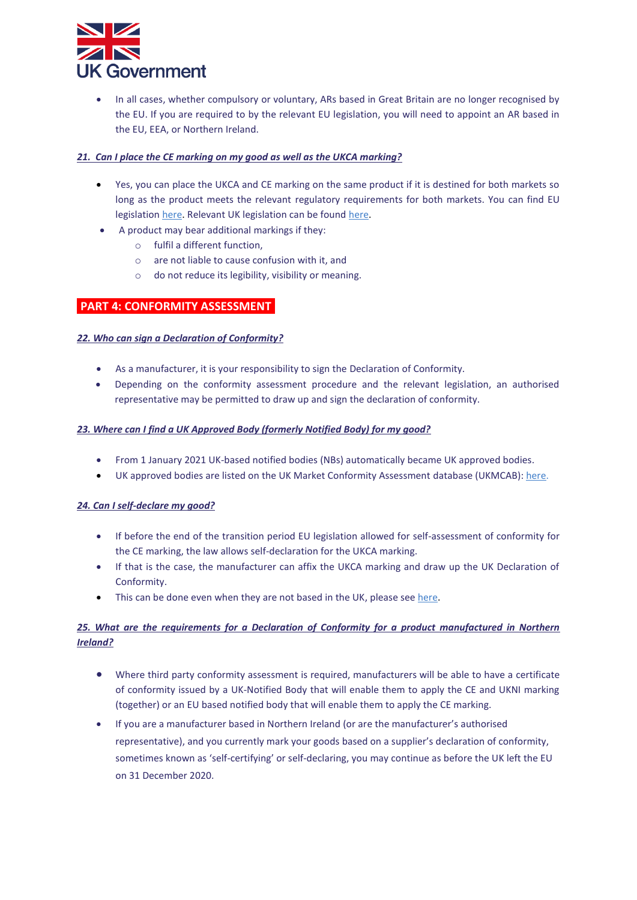- In all cases, whether compulsory or voluntary, ARs based in Great Britain are no longer recognised by the EU. If you are required to by the relevant EU legislation, you will need to appoint an AR based in the EU, EEA, or Northern Ireland.

***21. Can I place the CE marking on my good as well as the UKCA marking?***

- Yes, you can place the UKCA and CE marking on the same product if it is destined for both markets so long as the product meets the relevant regulatory requirements for both markets. You can find EU legislation here. Relevant UK legislation can be found here.
- A product may bear additional markings if they:
  - fulfil a different function,
  - are not liable to cause confusion with it, and
  - do not reduce its legibility, visibility or meaning.

## PART 4: CONFORMITY ASSESSMENT

***22. Who can sign a Declaration of Conformity?***

- As a manufacturer, it is your responsibility to sign the Declaration of Conformity.
- Depending on the conformity assessment procedure and the relevant legislation, an authorised representative may be permitted to draw up and sign the declaration of conformity.

***23. Where can I find a UK Approved Body (formerly Notified Body) for my good?***

- From 1 January 2021 UK-based notified bodies (NBs) automatically became UK approved bodies.
- UK approved bodies are listed on the UK Market Conformity Assessment database (UKMCAB): here.

***24. Can I self-declare my good?***

- If before the end of the transition period EU legislation allowed for self-assessment of conformity for the CE marking, the law allows self-declaration for the UKCA marking.
- If that is the case, the manufacturer can affix the UKCA marking and draw up the UK Declaration of Conformity.
- This can be done even when they are not based in the UK, please see here.

***25. What are the requirements for a Declaration of Conformity for a product manufactured in Northern Ireland?***

- Where third party conformity assessment is required, manufacturers will be able to have a certificate of conformity issued by a UK-Notified Body that will enable them to apply the CE and UKNI marking (together) or an EU based notified body that will enable them to apply the CE marking.
- If you are a manufacturer based in Northern Ireland (or are the manufacturer's authorised representative), and you currently mark your goods based on a supplier's declaration of conformity, sometimes known as 'self-certifying' or self-declaring, you may continue as before the UK left the EU on 31 December 2020.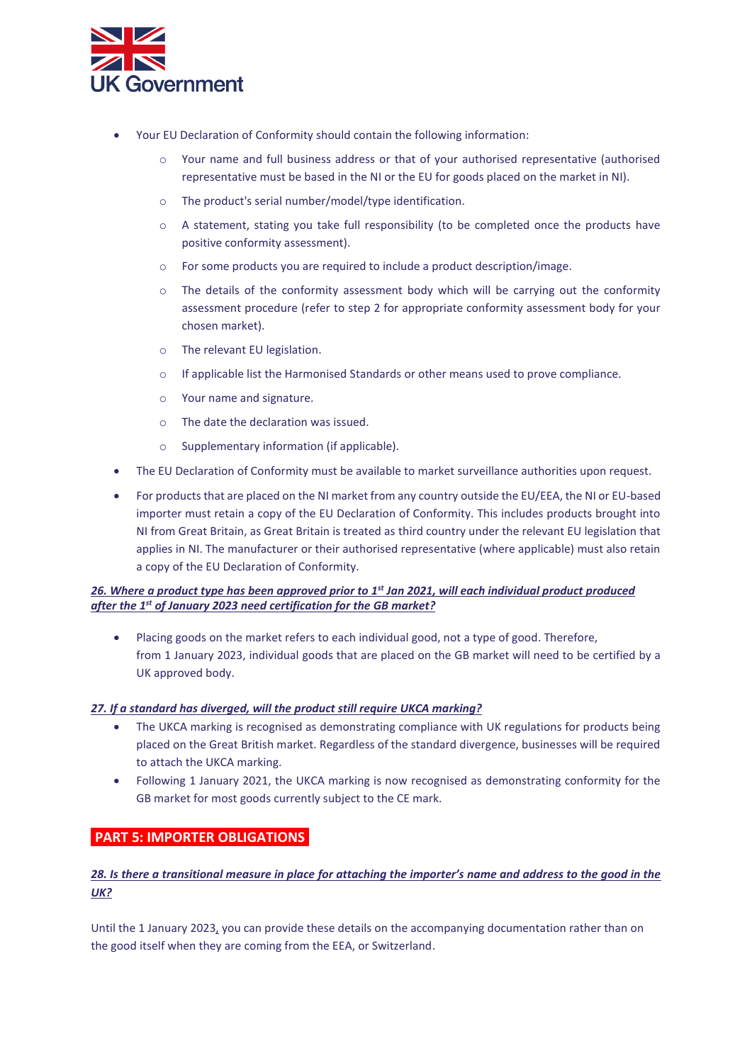- Your EU Declaration of Conformity should contain the following information:
    - Your name and full business address or that of your authorised representative (authorised representative must be based in the NI or the EU for goods placed on the market in NI).
    - The product's serial number/model/type identification.
    - A statement, stating you take full responsibility (to be completed once the products have positive conformity assessment).
    - For some products you are required to include a product description/image.
    - The details of the conformity assessment body which will be carrying out the conformity assessment procedure (refer to step 2 for appropriate conformity assessment body for your chosen market).
    - The relevant EU legislation.
    - If applicable list the Harmonised Standards or other means used to prove compliance.
    - Your name and signature.
    - The date the declaration was issued.
    - Supplementary information (if applicable).
- The EU Declaration of Conformity must be available to market surveillance authorities upon request.
- For products that are placed on the NI market from any country outside the EU/EEA, the NI or EU-based importer must retain a copy of the EU Declaration of Conformity. This includes products brought into NI from Great Britain, as Great Britain is treated as third country under the relevant EU legislation that applies in NI. The manufacturer or their authorised representative (where applicable) must also retain a copy of the EU Declaration of Conformity.

***26. Where a product type has been approved prior to 1st Jan 2021, will each individual product produced after the 1st of January 2023 need certification for the GB market?***

- Placing goods on the market refers to each individual good, not a type of good. Therefore, from 1 January 2023, individual goods that are placed on the GB market will need to be certified by a UK approved body.

***27. If a standard has diverged, will the product still require UKCA marking?***

- The UKCA marking is recognised as demonstrating compliance with UK regulations for products being placed on the Great British market. Regardless of the standard divergence, businesses will be required to attach the UKCA marking.
- Following 1 January 2021, the UKCA marking is now recognised as demonstrating conformity for the GB market for most goods currently subject to the CE mark.

## PART 5: IMPORTER OBLIGATIONS

***28. Is there a transitional measure in place for attaching the importer's name and address to the good in the UK?***

Until the 1 January 2023, you can provide these details on the accompanying documentation rather than on the good itself when they are coming from the EEA, or Switzerland.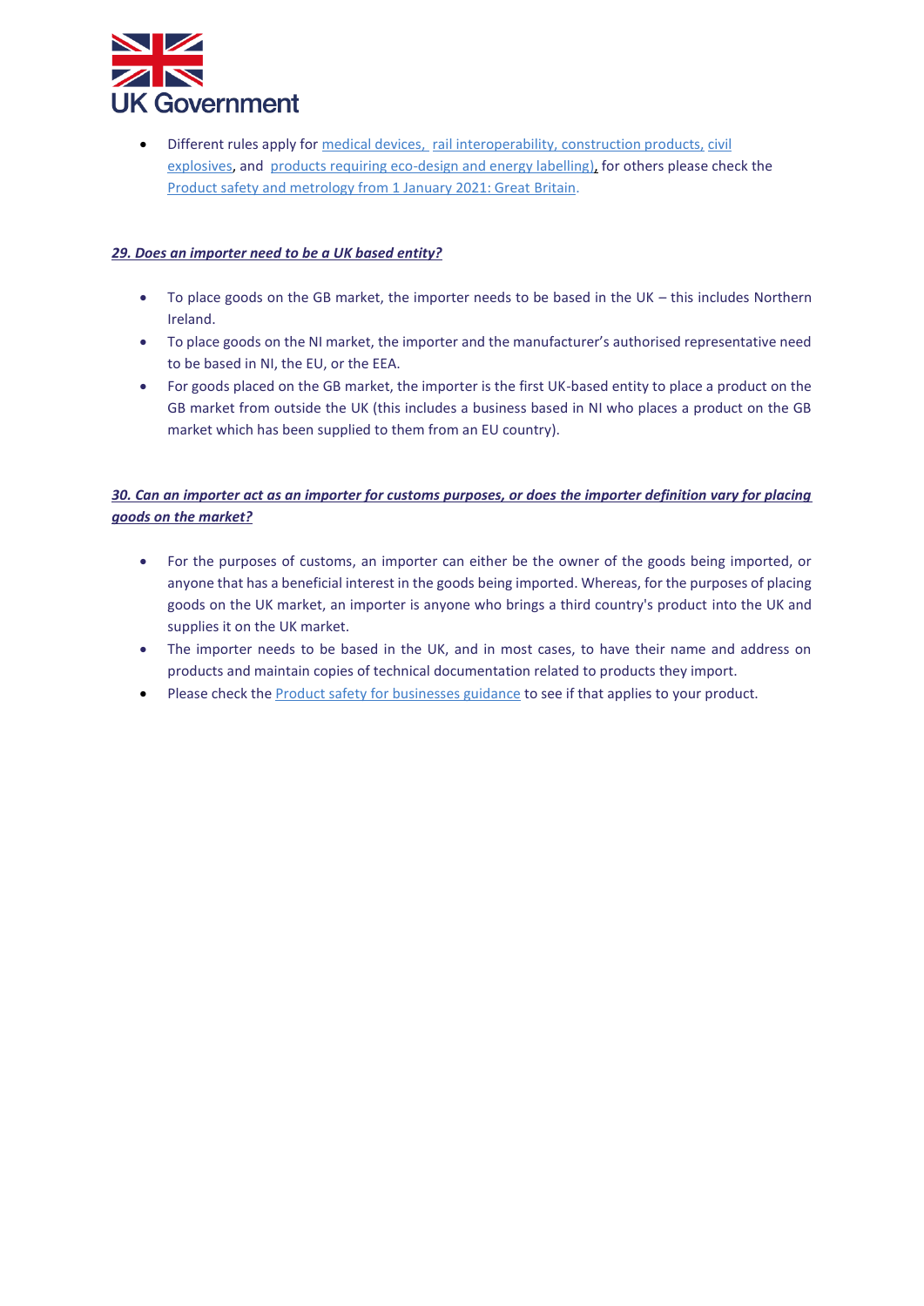- Different rules apply for medical devices, rail interoperability, construction products, civil explosives, and products requiring eco-design and energy labelling), for others please check the Product safety and metrology from 1 January 2021: Great Britain.

***29. Does an importer need to be a UK based entity?***

- To place goods on the GB market, the importer needs to be based in the UK – this includes Northern Ireland.
- To place goods on the NI market, the importer and the manufacturer's authorised representative need to be based in NI, the EU, or the EEA.
- For goods placed on the GB market, the importer is the first UK-based entity to place a product on the GB market from outside the UK (this includes a business based in NI who places a product on the GB market which has been supplied to them from an EU country).

***30. Can an importer act as an importer for customs purposes, or does the importer definition vary for placing goods on the market?***

- For the purposes of customs, an importer can either be the owner of the goods being imported, or anyone that has a beneficial interest in the goods being imported. Whereas, for the purposes of placing goods on the UK market, an importer is anyone who brings a third country's product into the UK and supplies it on the UK market.
- The importer needs to be based in the UK, and in most cases, to have their name and address on products and maintain copies of technical documentation related to products they import.
- Please check the Product safety for businesses guidance to see if that applies to your product.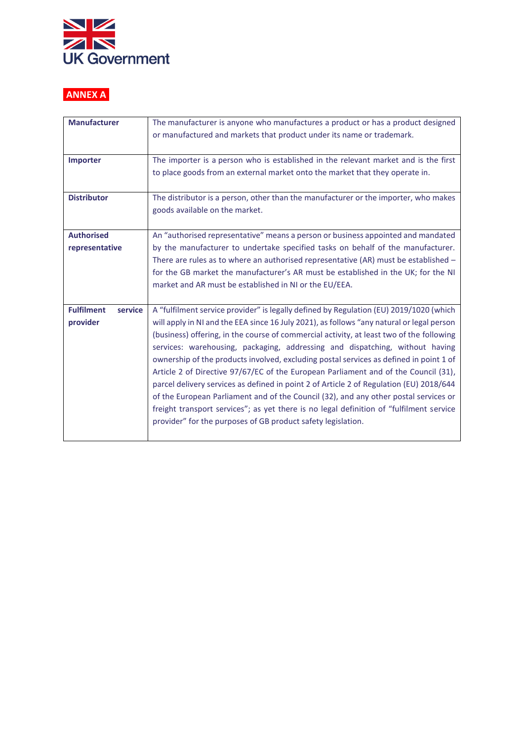## ANNEX A

| | |
|---|---|
| **Manufacturer** | The manufacturer is anyone who manufactures a product or has a product designed or manufactured and markets that product under its name or trademark. |
| **Importer** | The importer is a person who is established in the relevant market and is the first to place goods from an external market onto the market that they operate in. |
| **Distributor** | The distributor is a person, other than the manufacturer or the importer, who makes goods available on the market. |
| **Authorised representative** | An "authorised representative" means a person or business appointed and mandated by the manufacturer to undertake specified tasks on behalf of the manufacturer. There are rules as to where an authorised representative (AR) must be established – for the GB market the manufacturer's AR must be established in the UK; for the NI market and AR must be established in NI or the EU/EEA. |
| **Fulfilment service provider** | A "fulfilment service provider" is legally defined by Regulation (EU) 2019/1020 (which will apply in NI and the EEA since 16 July 2021), as follows "any natural or legal person (business) offering, in the course of commercial activity, at least two of the following services: warehousing, packaging, addressing and dispatching, without having ownership of the products involved, excluding postal services as defined in point 1 of Article 2 of Directive 97/67/EC of the European Parliament and of the Council (31), parcel delivery services as defined in point 2 of Article 2 of Regulation (EU) 2018/644 of the European Parliament and of the Council (32), and any other postal services or freight transport services"; as yet there is no legal definition of "fulfilment service provider" for the purposes of GB product safety legislation. |